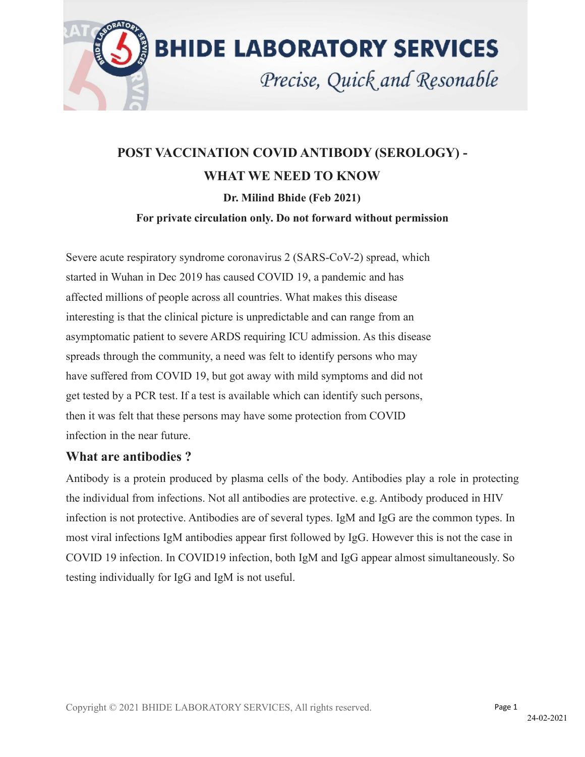# BHIDE LABORATORY SERVICES

*Precise, Quick and Resonable*

## POST VACCINATION COVID ANTIBODY (SEROLOGY) - WHAT WE NEED TO KNOW

**Dr. Milind Bhide (Feb 2021)**

**For private circulation only. Do not forward without permission**

Severe acute respiratory syndrome coronavirus 2 (SARS-CoV-2) spread, which started in Wuhan in Dec 2019 has caused COVID 19, a pandemic and has affected millions of people across all countries. What makes this disease interesting is that the clinical picture is unpredictable and can range from an asymptomatic patient to severe ARDS requiring ICU admission. As this disease spreads through the community, a need was felt to identify persons who may have suffered from COVID 19, but got away with mild symptoms and did not get tested by a PCR test. If a test is available which can identify such persons, then it was felt that these persons may have some protection from COVID infection in the near future.

### What are antibodies ?

Antibody is a protein produced by plasma cells of the body. Antibodies play a role in protecting the individual from infections. Not all antibodies are protective. e.g. Antibody produced in HIV infection is not protective. Antibodies are of several types. IgM and IgG are the common types. In most viral infections IgM antibodies appear first followed by IgG. However this is not the case in COVID 19 infection. In COVID19 infection, both IgM and IgG appear almost simultaneously. So testing individually for IgG and IgM is not useful.

Copyright © 2021 BHIDE LABORATORY SERVICES, All rights reserved.

24-02-2021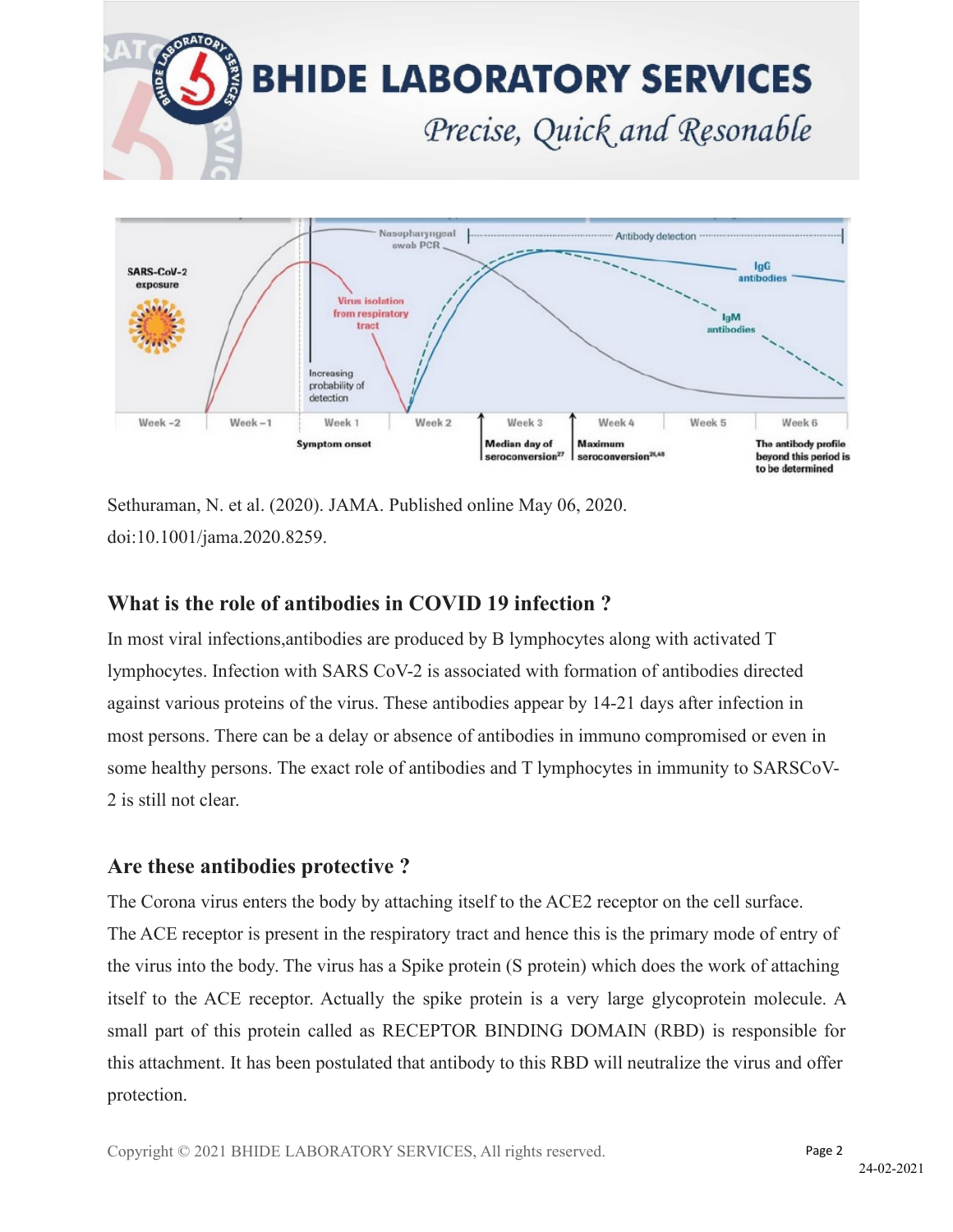Sethuraman, N. et al. (2020). JAMA. Published online May 06, 2020. doi:10.1001/jama.2020.8259.

## What is the role of antibodies in COVID 19 infection ?

In most viral infections,antibodies are produced by B lymphocytes along with activated T lymphocytes. Infection with SARS CoV-2 is associated with formation of antibodies directed against various proteins of the virus. These antibodies appear by 14-21 days after infection in most persons. There can be a delay or absence of antibodies in immuno compromised or even in some healthy persons. The exact role of antibodies and T lymphocytes in immunity to SARSCoV-2 is still not clear.

## Are these antibodies protective ?

The Corona virus enters the body by attaching itself to the ACE2 receptor on the cell surface. The ACE receptor is present in the respiratory tract and hence this is the primary mode of entry of the virus into the body. The virus has a Spike protein (S protein) which does the work of attaching itself to the ACE receptor. Actually the spike protein is a very large glycoprotein molecule. A small part of this protein called as RECEPTOR BINDING DOMAIN (RBD) is responsible for this attachment. It has been postulated that antibody to this RBD will neutralize the virus and offer protection.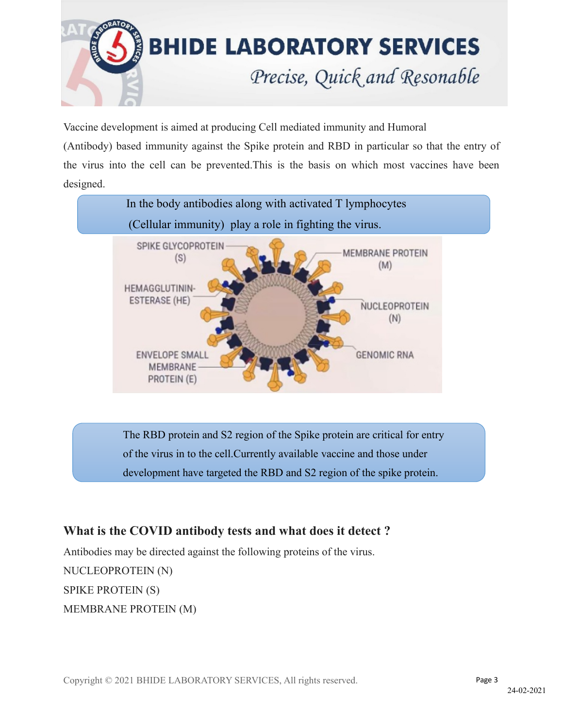Vaccine development is aimed at producing Cell mediated immunity and Humoral (Antibody) based immunity against the Spike protein and RBD in particular so that the entry of the virus into the cell can be prevented.This is the basis on which most vaccines have been designed.

> In the body antibodies along with activated T lymphocytes (Cellular immunity) play a role in fighting the virus.

> The RBD protein and S2 region of the Spike protein are critical for entry of the virus in to the cell.Currently available vaccine and those under development have targeted the RBD and S2 region of the spike protein.

## What is the COVID antibody tests and what does it detect ?

Antibodies may be directed against the following proteins of the virus.

NUCLEOPROTEIN (N)

SPIKE PROTEIN (S)

MEMBRANE PROTEIN (M)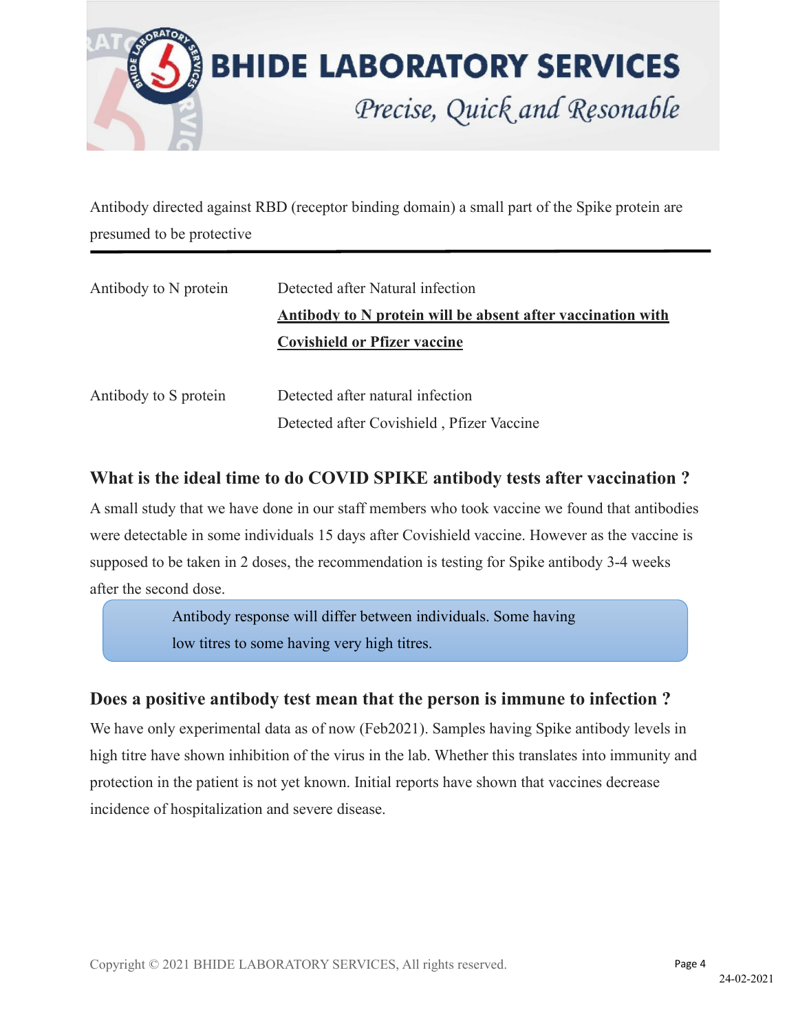Antibody directed against RBD (receptor binding domain) a small part of the Spike protein are presumed to be protective

| | |
|---|---|
| Antibody to N protein | Detected after Natural infection<br>**Antibody to N protein will be absent after vaccination with Covishield or Pfizer vaccine** |
| Antibody to S protein | Detected after natural infection<br>Detected after Covishield , Pfizer Vaccine |

## What is the ideal time to do COVID SPIKE antibody tests after vaccination ?

A small study that we have done in our staff members who took vaccine we found that antibodies were detectable in some individuals 15 days after Covishield vaccine. However as the vaccine is supposed to be taken in 2 doses, the recommendation is testing for Spike antibody 3-4 weeks after the second dose.

> Antibody response will differ between individuals. Some having low titres to some having very high titres.

## Does a positive antibody test mean that the person is immune to infection ?

We have only experimental data as of now (Feb2021). Samples having Spike antibody levels in high titre have shown inhibition of the virus in the lab. Whether this translates into immunity and protection in the patient is not yet known. Initial reports have shown that vaccines decrease incidence of hospitalization and severe disease.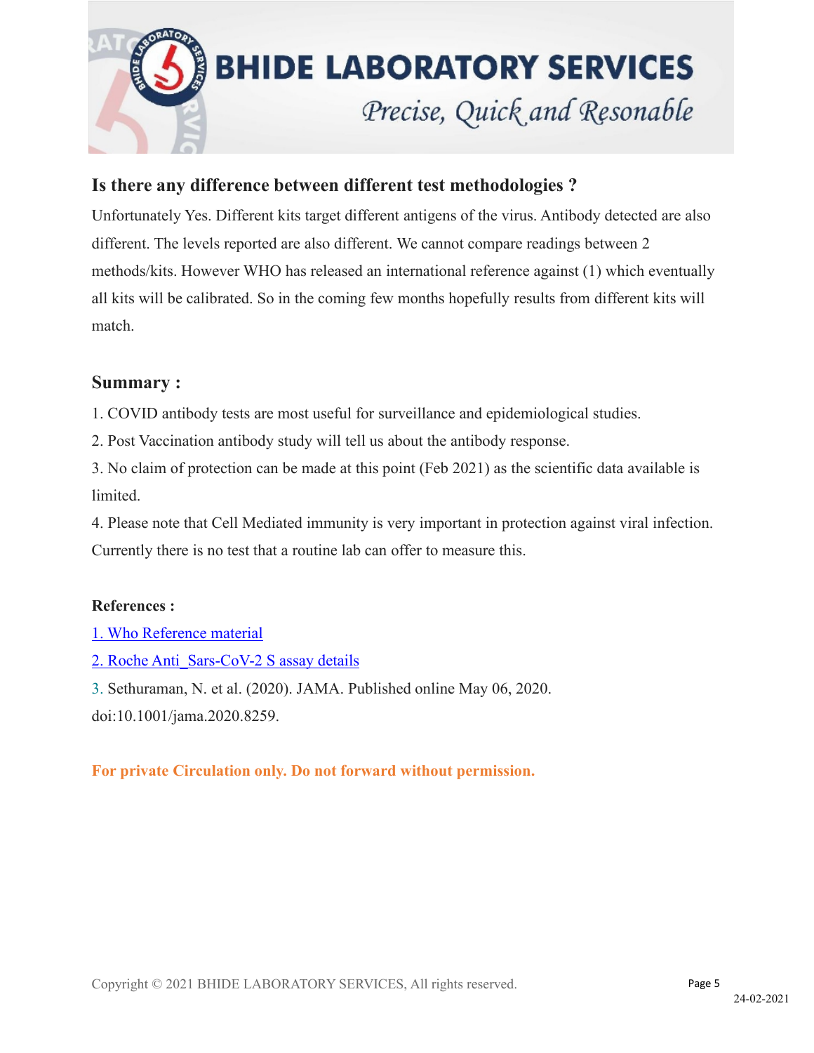## Is there any difference between different test methodologies ?

Unfortunately Yes. Different kits target different antigens of the virus. Antibody detected are also different. The levels reported are also different. We cannot compare readings between 2 methods/kits. However WHO has released an international reference against (1) which eventually all kits will be calibrated. So in the coming few months hopefully results from different kits will match.

## Summary :

1. COVID antibody tests are most useful for surveillance and epidemiological studies.
2. Post Vaccination antibody study will tell us about the antibody response.
3. No claim of protection can be made at this point (Feb 2021) as the scientific data available is limited.
4. Please note that Cell Mediated immunity is very important in protection against viral infection. Currently there is no test that a routine lab can offer to measure this.

**References :**

1. Who Reference material

2. Roche Anti_Sars-CoV-2 S assay details

3. Sethuraman, N. et al. (2020). JAMA. Published online May 06, 2020. doi:10.1001/jama.2020.8259.

**For private Circulation only. Do not forward without permission.**

Copyright © 2021 BHIDE LABORATORY SERVICES, All rights reserved.

24-02-2021